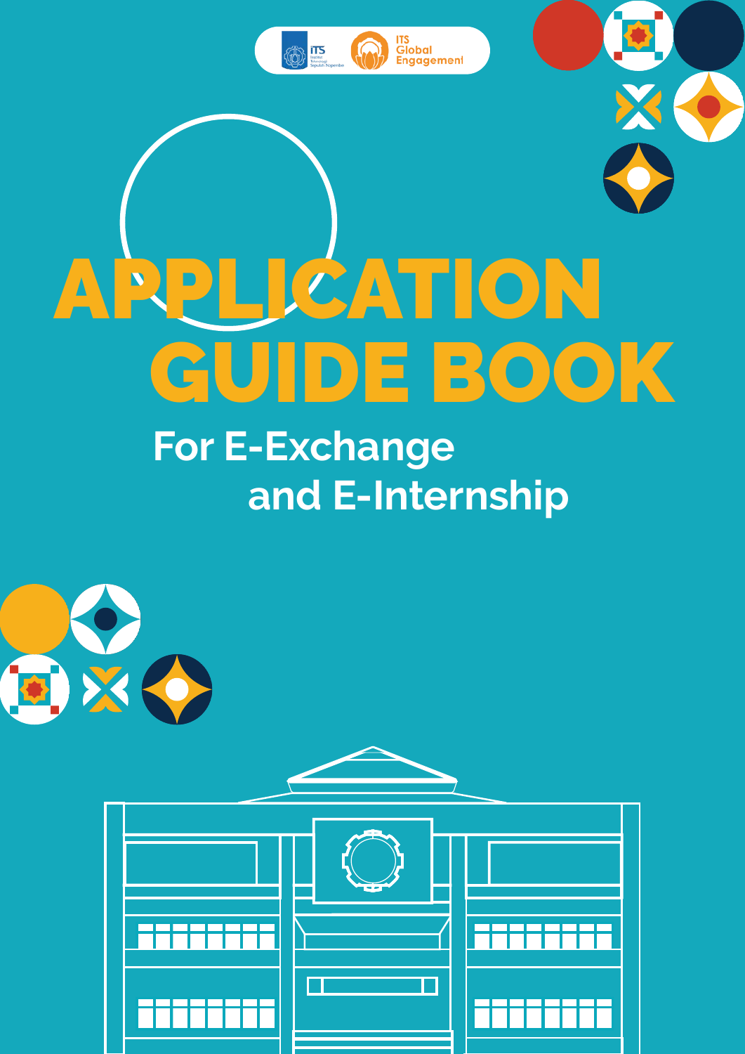ITS Global Engagement

# APPLICATION GUIDE BOOK

## For E-Exchange and E-Internship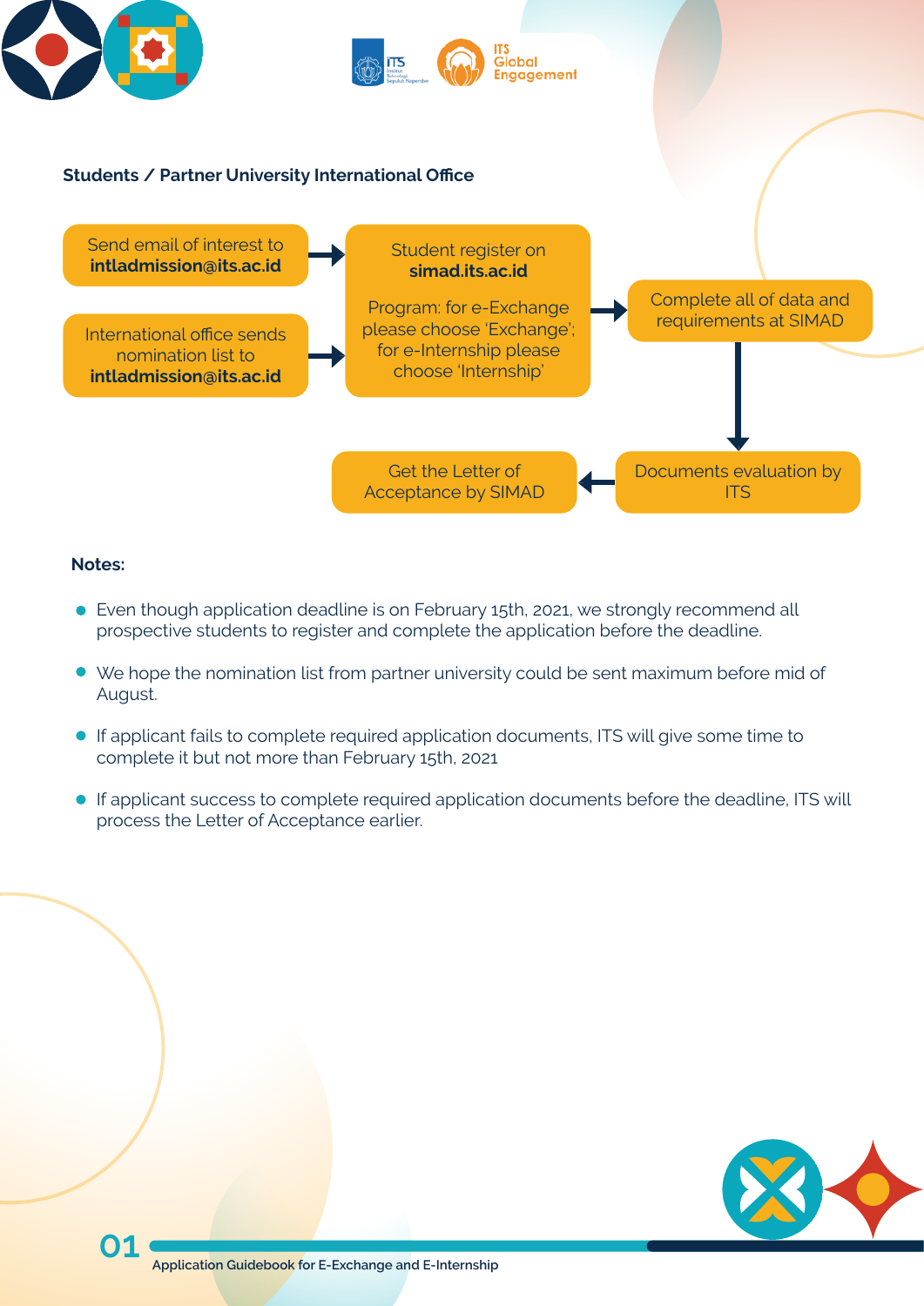**Students / Partner University International Office**

- Send email of interest to **intladmission@its.ac.id**
- International office sends nomination list to **intladmission@its.ac.id**

→ Student register on **simad.its.ac.id**

Program: for e-Exchange please choose 'Exchange'; for e-Internship please choose 'Internship'

→ Complete all of data and requirements at SIMAD

→ Documents evaluation by ITS

→ Get the Letter of Acceptance by SIMAD

**Notes:**

- Even though application deadline is on February 15th, 2021, we strongly recommend all prospective students to register and complete the application before the deadline.
- We hope the nomination list from partner university could be sent maximum before mid of August.
- If applicant fails to complete required application documents, ITS will give some time to complete it but not more than February 15th, 2021
- If applicant success to complete required application documents before the deadline, ITS will process the Letter of Acceptance earlier.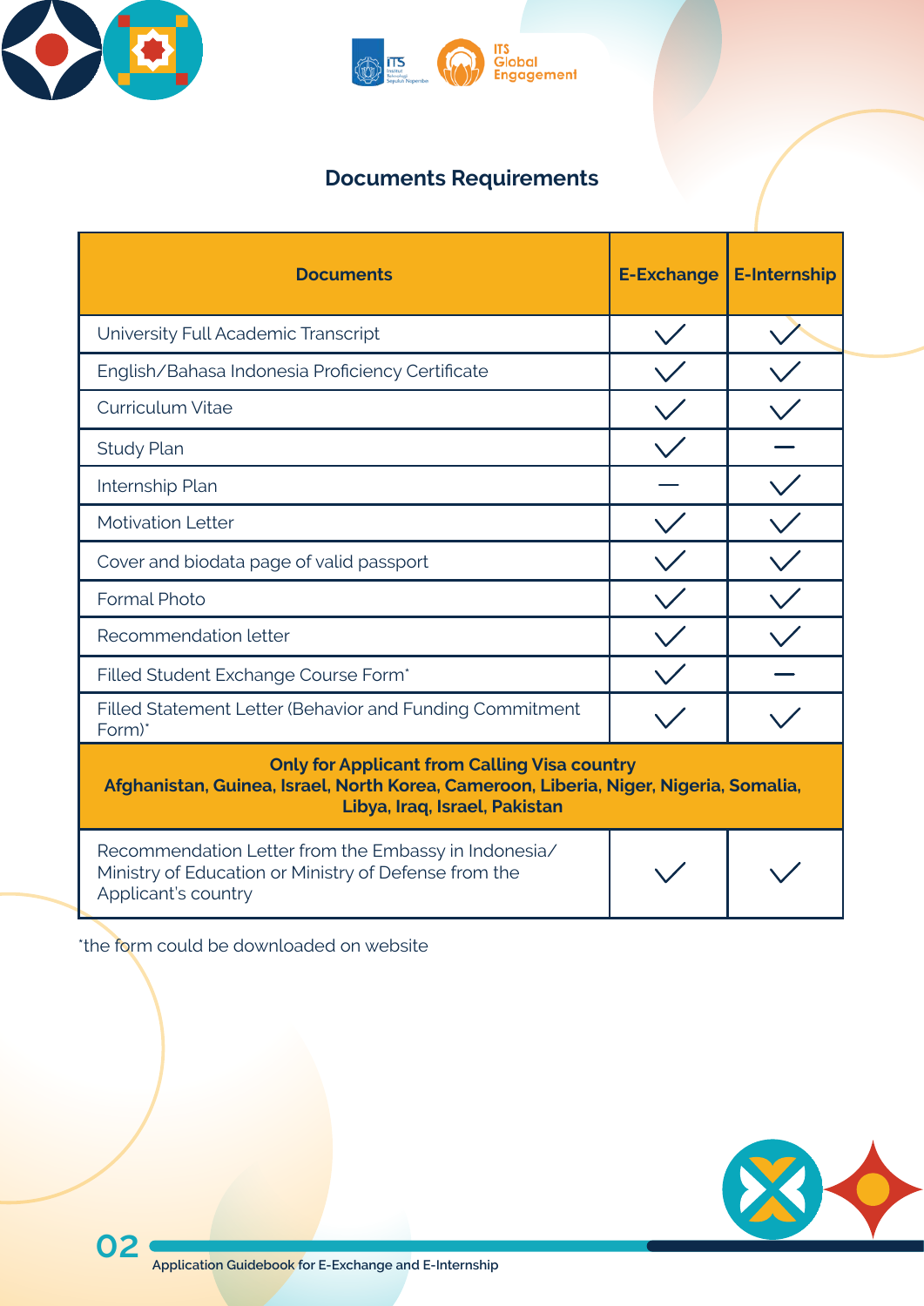## Documents Requirements

| Documents | E-Exchange | E-Internship |
|---|---|---|
| University Full Academic Transcript | ✓ | ✓ |
| English/Bahasa Indonesia Proficiency Certificate | ✓ | ✓ |
| Curriculum Vitae | ✓ | ✓ |
| Study Plan | ✓ | – |
| Internship Plan | – | ✓ |
| Motivation Letter | ✓ | ✓ |
| Cover and biodata page of valid passport | ✓ | ✓ |
| Formal Photo | ✓ | ✓ |
| Recommendation letter | ✓ | ✓ |
| Filled Student Exchange Course Form* | ✓ | – |
| Filled Statement Letter (Behavior and Funding Commitment Form)* | ✓ | ✓ |
| **Only for Applicant from Calling Visa country Afghanistan, Guinea, Israel, North Korea, Cameroon, Liberia, Niger, Nigeria, Somalia, Libya, Iraq, Israel, Pakistan** | | |
| Recommendation Letter from the Embassy in Indonesia/ Ministry of Education or Ministry of Defense from the Applicant's country | ✓ | ✓ |

*the form could be downloaded on website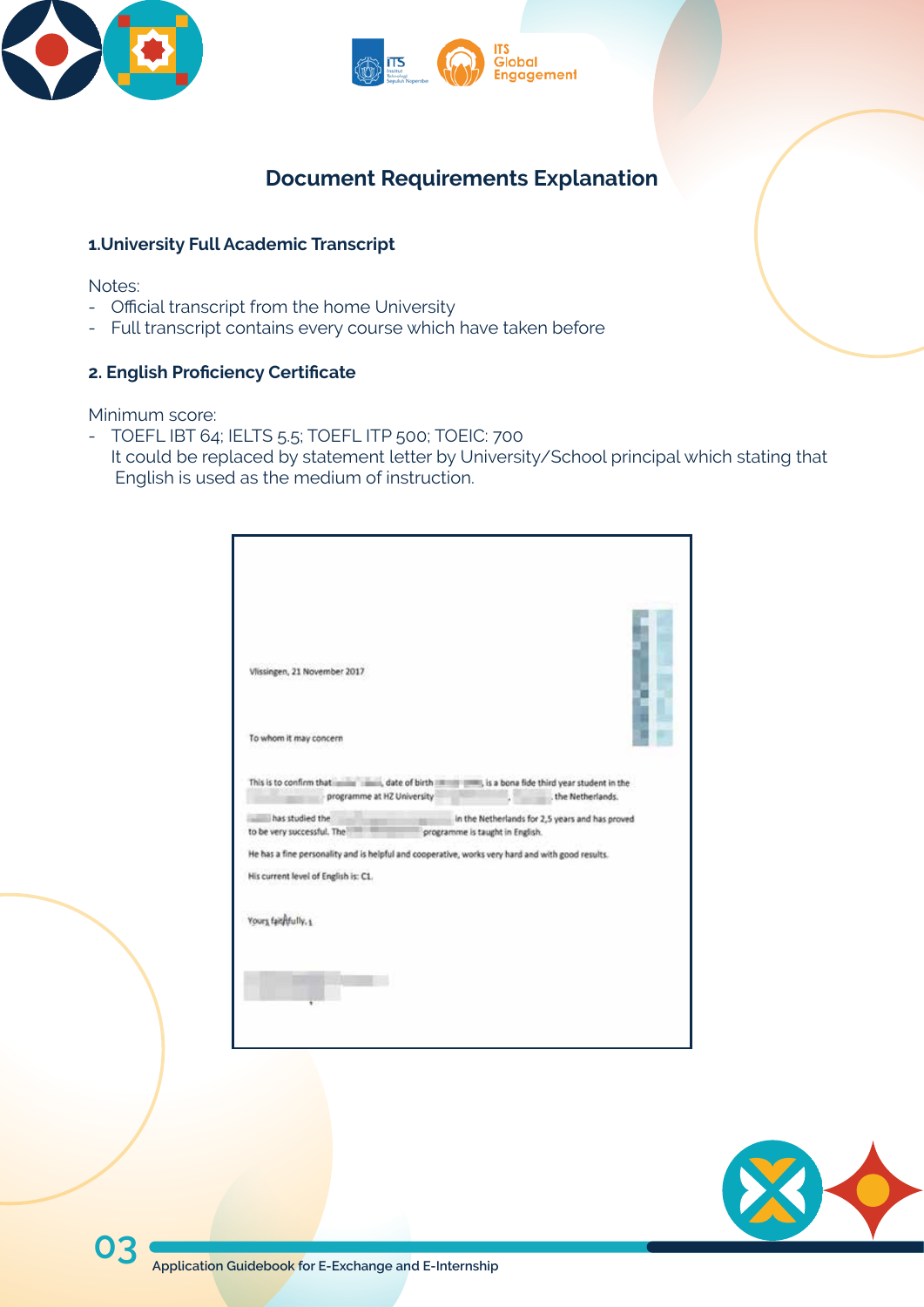# Document Requirements Explanation

## 1. University Full Academic Transcript

Notes:

- Official transcript from the home University
- Full transcript contains every course which have taken before

## 2. English Proficiency Certificate

Minimum score:

- TOEFL IBT 64; IELTS 5.5; TOEFL ITP 500; TOEIC: 700
  It could be replaced by statement letter by University/School principal which stating that English is used as the medium of instruction.

Vlissingen, 21 November 2017

To whom it may concern

This is to confirm that [redacted], date of birth [redacted], is a bona fide third year student in the [redacted] programme at HZ University [redacted], [redacted], the Netherlands.

[redacted] has studied the [redacted] in the Netherlands for 2,5 years and has proved to be very successful. The [redacted] programme is taught in English.

He has a fine personality and is helpful and cooperative, works very hard and with good results.

His current level of English is: C1.

Yours faithfully,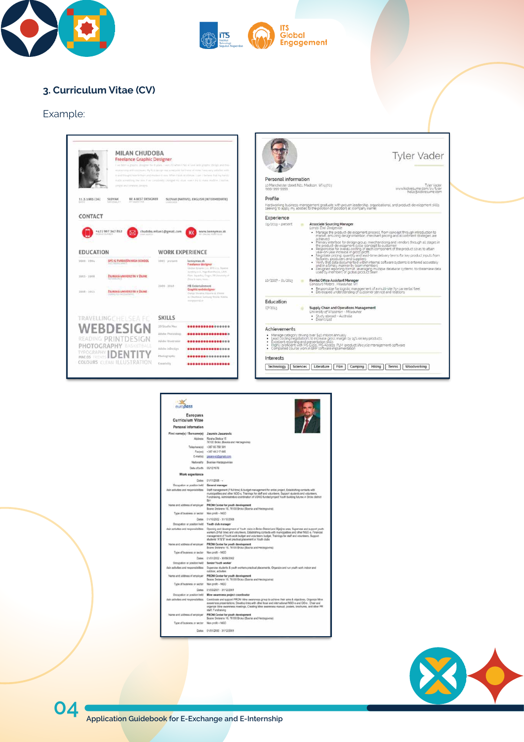## 3. Curriculum Vitae (CV)

Example: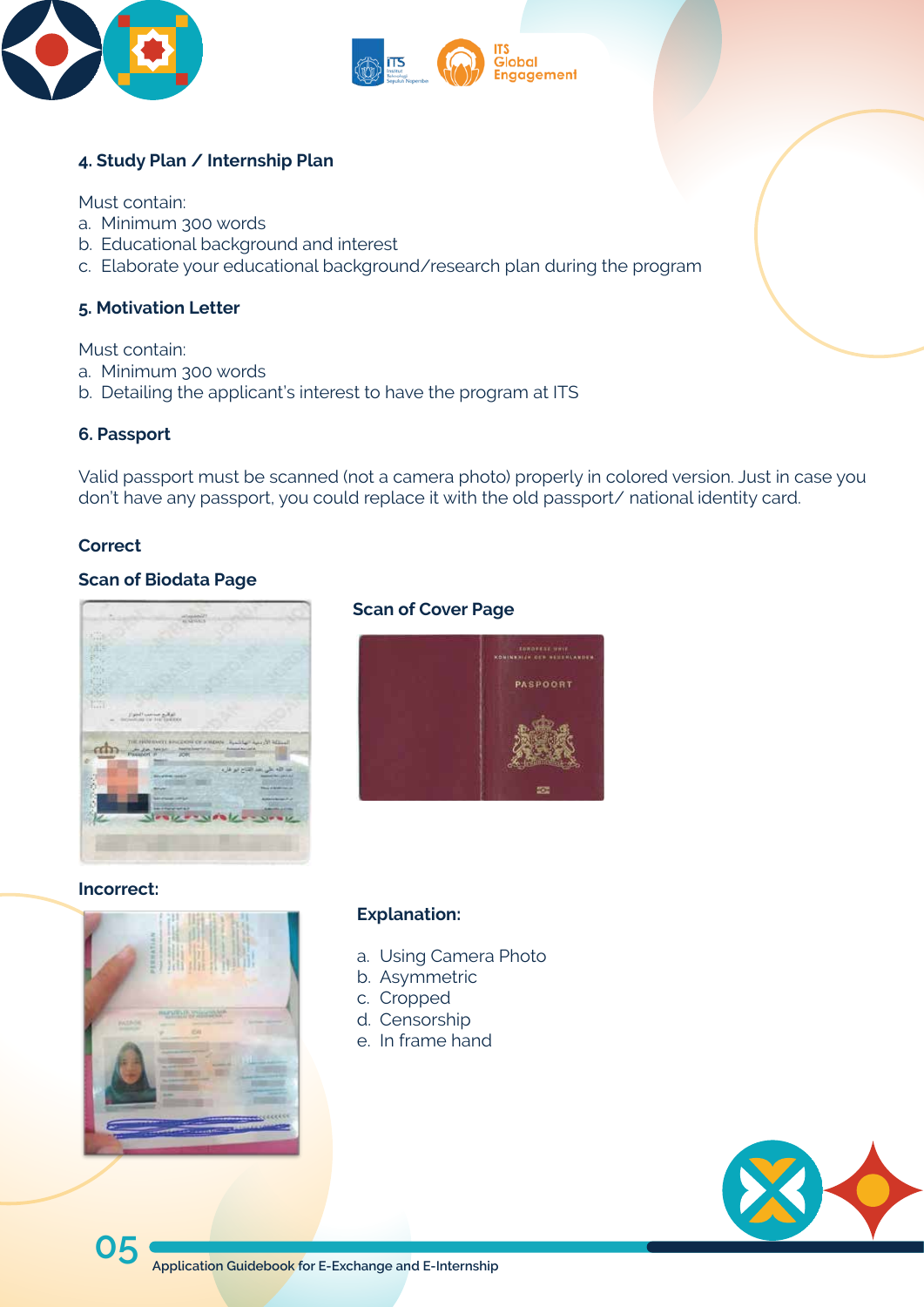**4. Study Plan / Internship Plan**

Must contain:

a. Minimum 300 words
b. Educational background and interest
c. Elaborate your educational background/research plan during the program

**5. Motivation Letter**

Must contain:

a. Minimum 300 words
b. Detailing the applicant's interest to have the program at ITS

**6. Passport**

Valid passport must be scanned (not a camera photo) properly in colored version. Just in case you don't have any passport, you could replace it with the old passport/ national identity card.

**Correct**

**Scan of Biodata Page**

**Scan of Cover Page**

**Incorrect:**

**Explanation:**

a. Using Camera Photo
b. Asymmetric
c. Cropped
d. Censorship
e. In frame hand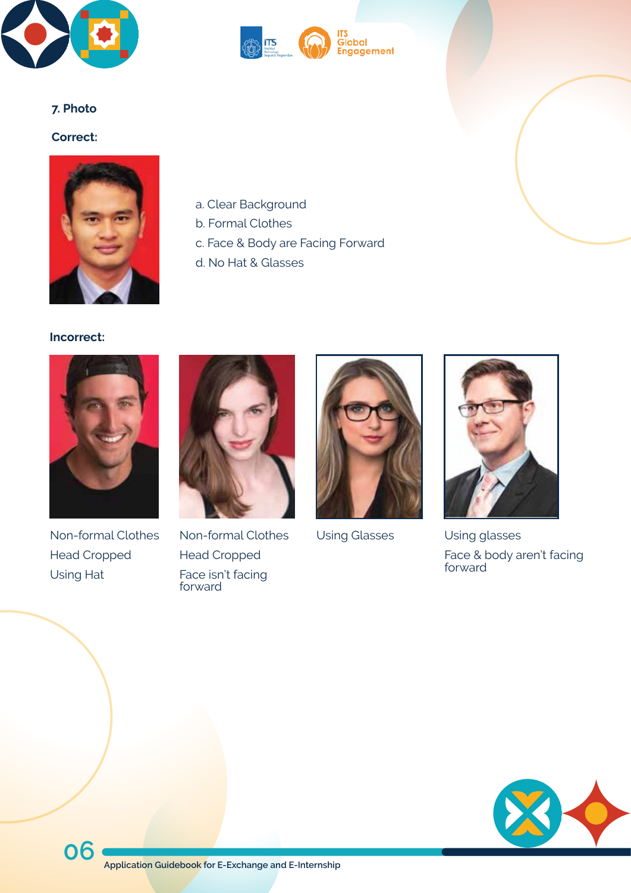## 7. Photo

**Correct:**

a. Clear Background
b. Formal Clothes
c. Face & Body are Facing Forward
d. No Hat & Glasses

**Incorrect:**

Non-formal Clothes
Head Cropped
Using Hat

Non-formal Clothes
Head Cropped
Face isn't facing forward

Using Glasses

Using glasses
Face & body aren't facing forward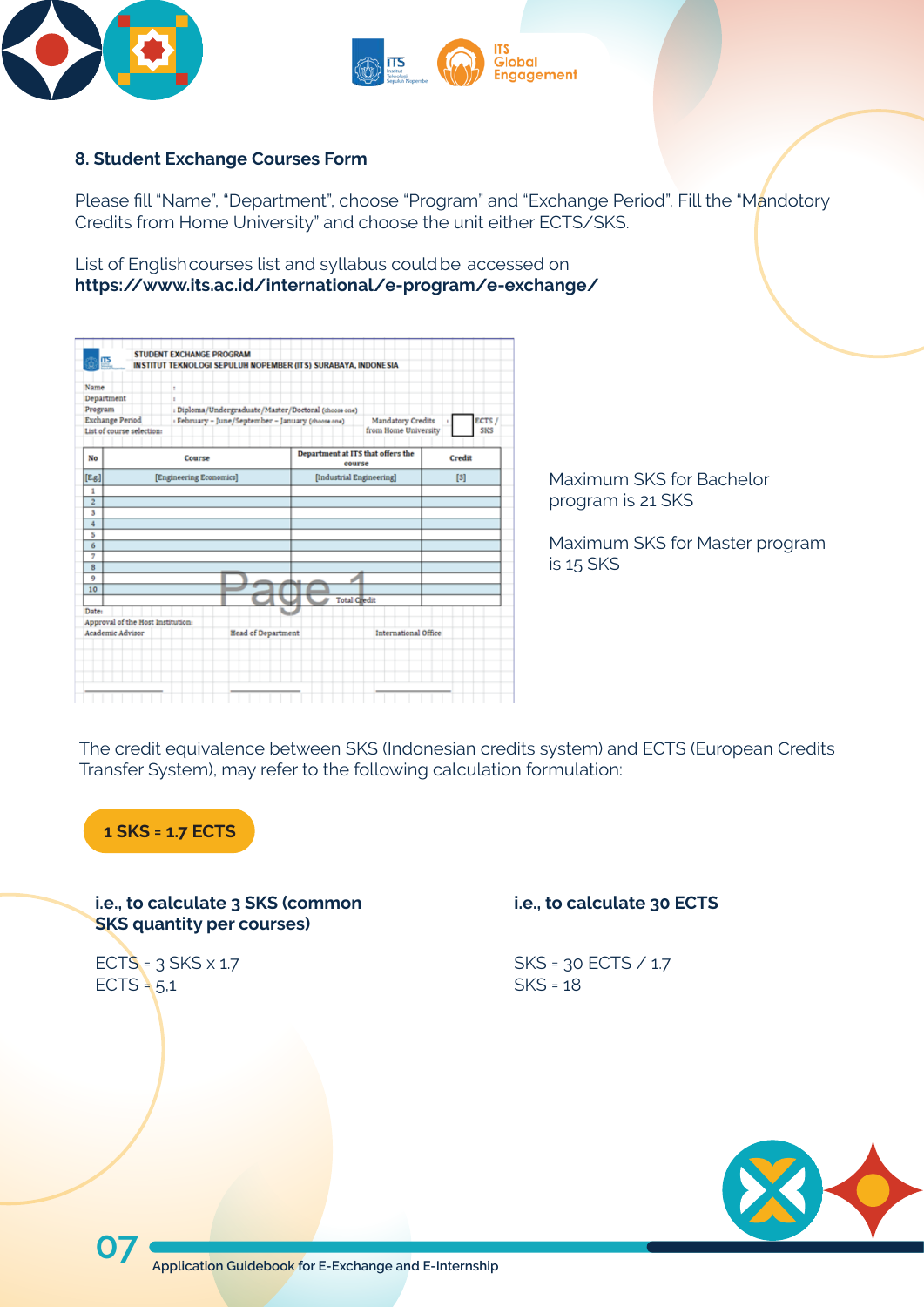## 8. Student Exchange Courses Form

Please fill “Name”, “Department”, choose “Program” and “Exchange Period”, Fill the “Mandotory Credits from Home University” and choose the unit either ECTS/SKS.

List of English courses list and syllabus could be accessed on
**https://www.its.ac.id/international/e-program/e-exchange/**

STUDENT EXCHANGE PROGRAM
INSTITUT TEKNOLOGI SEPULUH NOPEMBER (ITS) SURABAYA, INDONESIA

Name :
Department :
Program : Diploma/Undergraduate/Master/Doctoral (choose one)
Exchange Period : February – June/September – January (choose one) Mandatory Credits from Home University : ☐ ECTS / SKS
List of course selection:

| No | Course | Department at ITS that offers the course | Credit |
|---|---|---|---|
| [E.g] | [Engineering Economics] | [Industrial Engineering] | [3] |
| 1 | | | |
| 2 | | | |
| 3 | | | |
| 4 | | | |
| 5 | | | |
| 6 | | | |
| 7 | | | |
| 8 | | | |
| 9 | | | |
| 10 | | | |
| | | Total Credit | |

Date:
Approval of the Host Institution:
Academic Advisor Head of Department International Office

Maximum SKS for Bachelor program is 21 SKS

Maximum SKS for Master program is 15 SKS

The credit equivalence between SKS (Indonesian credits system) and ECTS (European Credits Transfer System), may refer to the following calculation formulation:

**1 SKS = 1.7 ECTS**

**i.e., to calculate 3 SKS (common SKS quantity per courses)**

ECTS = 3 SKS x 1.7
ECTS = 5,1

**i.e., to calculate 30 ECTS**

SKS = 30 ECTS / 1.7
SKS = 18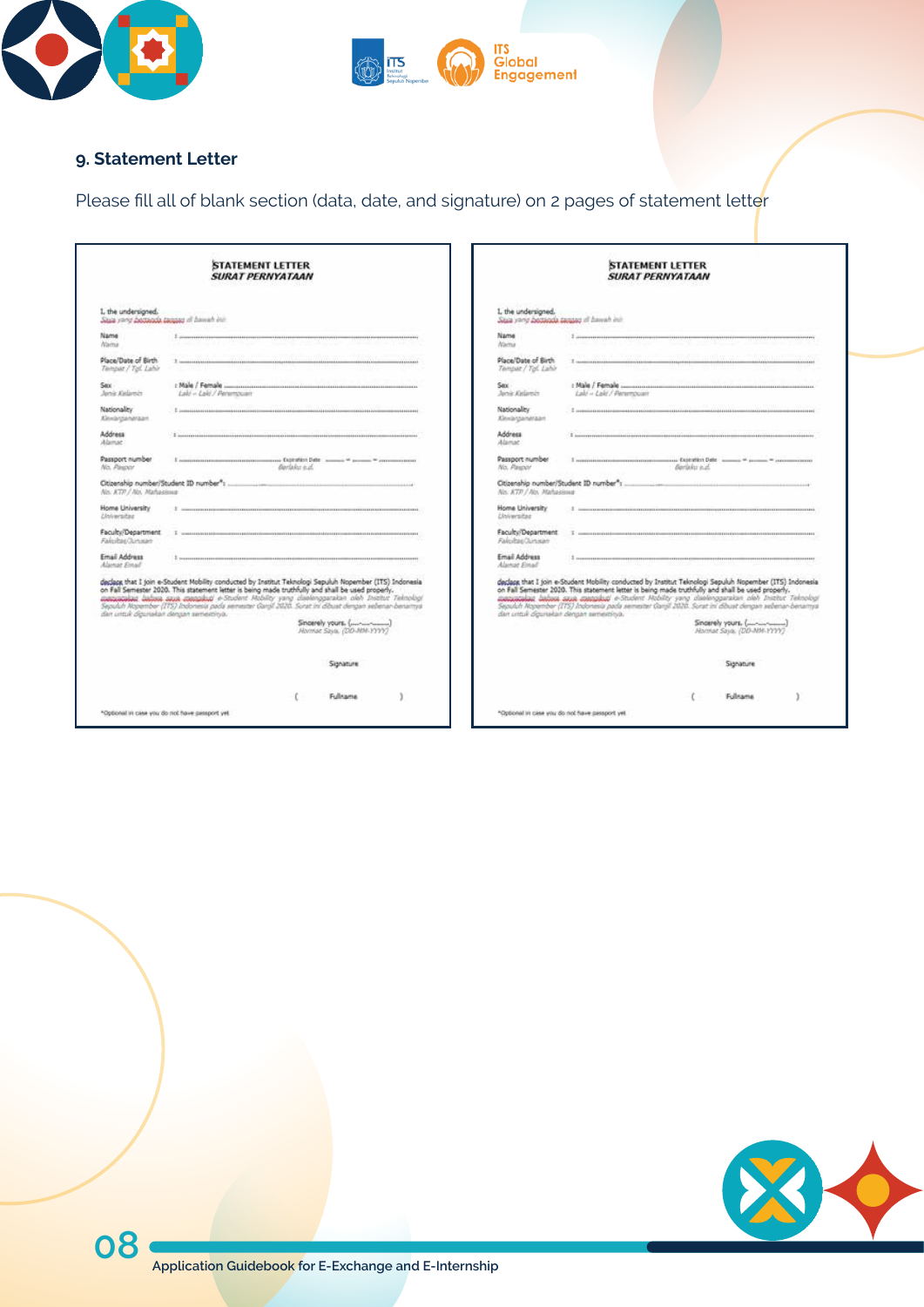## 9. Statement Letter

Please fill all of blank section (data, date, and signature) on 2 pages of statement letter

**STATEMENT LETTER**
***SURAT PERNYATAAN***

I, the undersigned,
*Saya yang bertanda tangan di bawah ini:*

Name / *Nama* : ...............................................

Place/Date of Birth / *Tempat / Tgl. Lahir* : ...............................................

Sex / *Jenis Kelamin* : Male / Female / *Laki – Laki / Perempuan* ...............................................

Nationality / *Kewarganegaraan* : ...............................................

Address / *Alamat* : ...............................................

Passport number / *No. Paspor* : ............................ Expiration Date / *Berlaku s.d.* ...... – ...... – ...........

Citizenship number/Student ID number* / *No. KTP / No. Mahasiswa* : ...............................................

Home University / *Universitas* : ...............................................

Faculty/Department / *Fakultas/Jurusan* : ...............................................

Email Address / *Alamat Email* : ...............................................

declare that I join e-Student Mobility conducted by Institut Teknologi Sepuluh Nopember (ITS) Indonesia on Fall Semester 2020. This statement letter is being made truthfully and shall be used properly.
*menyatakan bahwa saya mengikuti e-Student Mobility yang diselenggarakan oleh Institut Teknologi Sepuluh Nopember (ITS) Indonesia pada semester Ganjil 2020. Surat ini dibuat dengan sebenar-benarnya dan untuk digunakan dengan semestinya.*

Sincerely yours, (.........................)
*Hormat Saya, (DD-MM-YYYY)*

Signature

( Fullname )

*Optional in case you do not have passport yet

Application Guidebook for E-Exchange and E-Internship